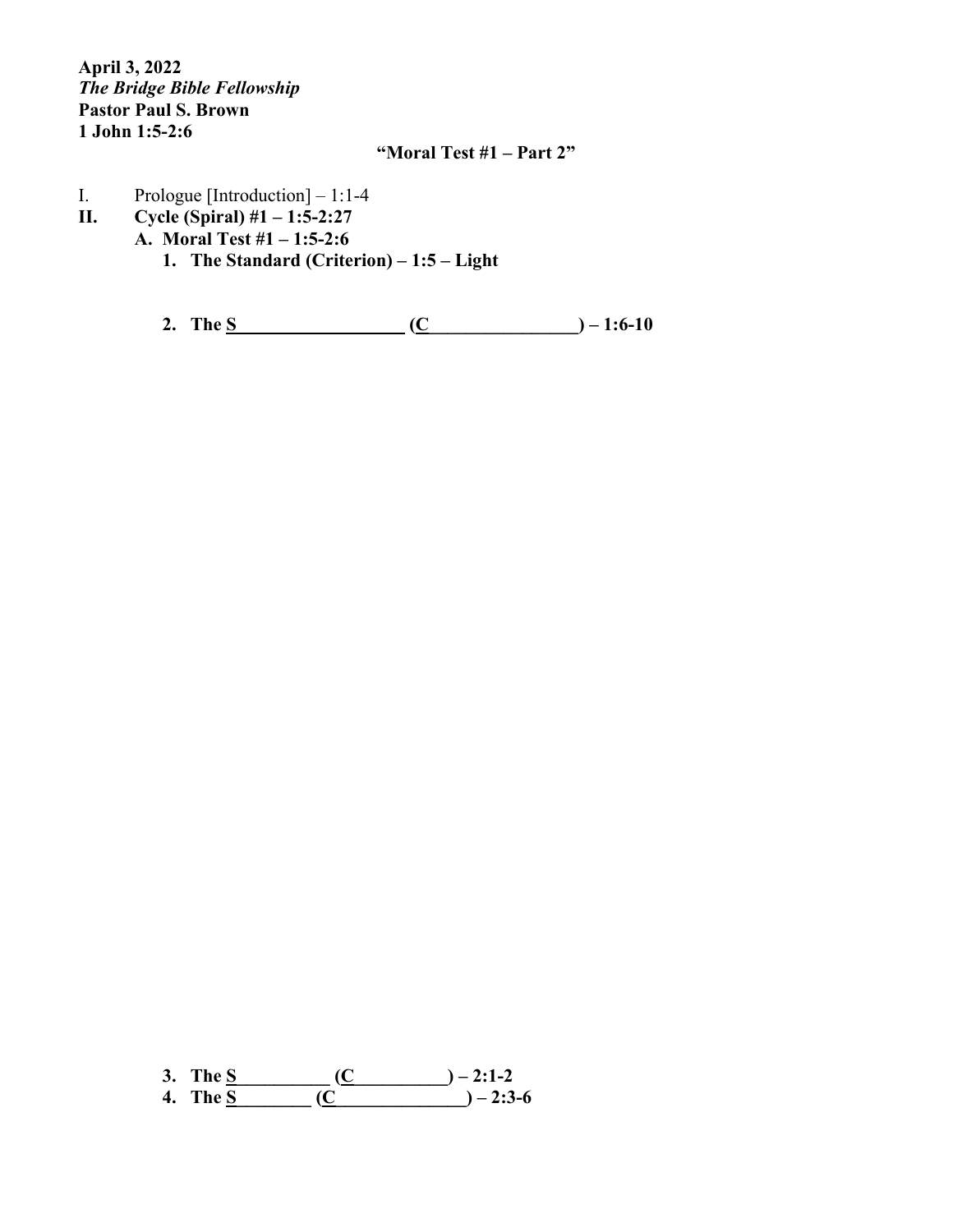**April 3, 2022**
***The Bridge Bible Fellowship***
**Pastor Paul S. Brown**
**1 John 1:5-2:6**

**"Moral Test #1 – Part 2"**

I. Prologue [Introduction] – 1:1-4

**II. Cycle (Spiral) #1 – 1:5-2:27**

**A. Moral Test #1 – 1:5-2:6**

**1. The Standard (Criterion) – 1:5 – Light**

**2. The S__________________ (C________________) – 1:6-10**

**3. The S__________ (C__________) – 2:1-2**

**4. The S________ (C______________) – 2:3-6**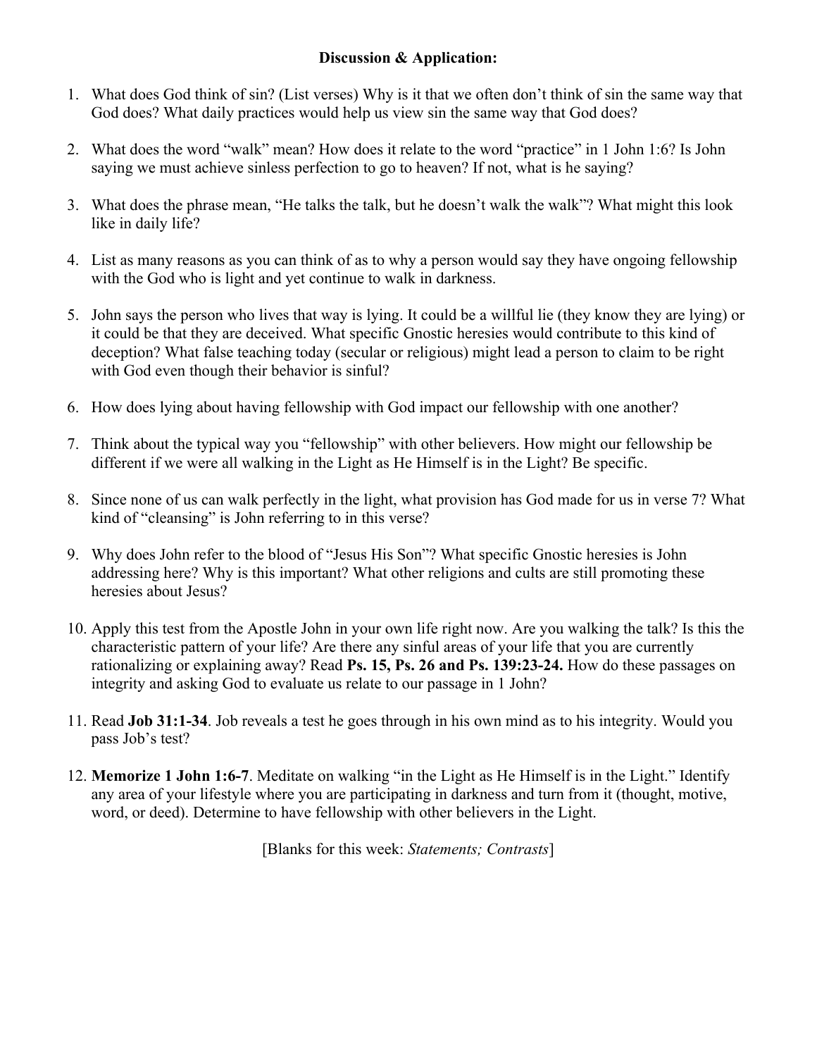**Discussion & Application:**

1. What does God think of sin? (List verses) Why is it that we often don't think of sin the same way that God does? What daily practices would help us view sin the same way that God does?

2. What does the word "walk" mean? How does it relate to the word "practice" in 1 John 1:6? Is John saying we must achieve sinless perfection to go to heaven? If not, what is he saying?

3. What does the phrase mean, "He talks the talk, but he doesn't walk the walk"? What might this look like in daily life?

4. List as many reasons as you can think of as to why a person would say they have ongoing fellowship with the God who is light and yet continue to walk in darkness.

5. John says the person who lives that way is lying. It could be a willful lie (they know they are lying) or it could be that they are deceived. What specific Gnostic heresies would contribute to this kind of deception? What false teaching today (secular or religious) might lead a person to claim to be right with God even though their behavior is sinful?

6. How does lying about having fellowship with God impact our fellowship with one another?

7. Think about the typical way you "fellowship" with other believers. How might our fellowship be different if we were all walking in the Light as He Himself is in the Light? Be specific.

8. Since none of us can walk perfectly in the light, what provision has God made for us in verse 7? What kind of "cleansing" is John referring to in this verse?

9. Why does John refer to the blood of "Jesus His Son"? What specific Gnostic heresies is John addressing here? Why is this important? What other religions and cults are still promoting these heresies about Jesus?

10. Apply this test from the Apostle John in your own life right now. Are you walking the talk? Is this the characteristic pattern of your life? Are there any sinful areas of your life that you are currently rationalizing or explaining away? Read **Ps. 15, Ps. 26 and Ps. 139:23-24.** How do these passages on integrity and asking God to evaluate us relate to our passage in 1 John?

11. Read **Job 31:1-34**. Job reveals a test he goes through in his own mind as to his integrity. Would you pass Job's test?

12. **Memorize 1 John 1:6-7**. Meditate on walking "in the Light as He Himself is in the Light." Identify any area of your lifestyle where you are participating in darkness and turn from it (thought, motive, word, or deed). Determine to have fellowship with other believers in the Light.

[Blanks for this week: *Statements; Contrasts*]